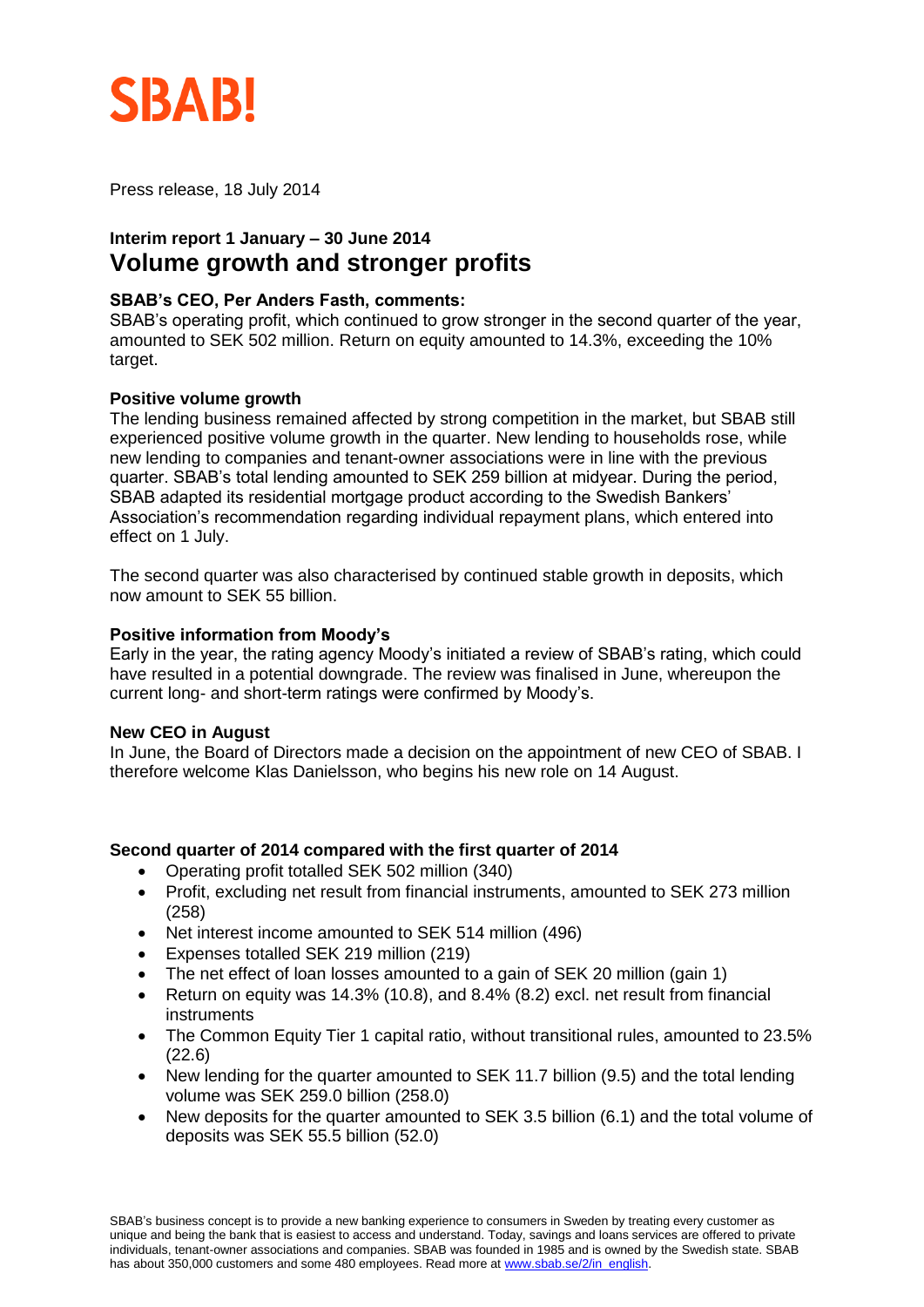SBAB!

Press release, 18 July 2014

### Interim report 1 January – 30 June 2014

# Volume growth and stronger profits

**SBAB's CEO, Per Anders Fasth, comments:**

SBAB's operating profit, which continued to grow stronger in the second quarter of the year, amounted to SEK 502 million. Return on equity amounted to 14.3%, exceeding the 10% target.

**Positive volume growth**

The lending business remained affected by strong competition in the market, but SBAB still experienced positive volume growth in the quarter. New lending to households rose, while new lending to companies and tenant-owner associations were in line with the previous quarter. SBAB's total lending amounted to SEK 259 billion at midyear. During the period, SBAB adapted its residential mortgage product according to the Swedish Bankers' Association's recommendation regarding individual repayment plans, which entered into effect on 1 July.

The second quarter was also characterised by continued stable growth in deposits, which now amount to SEK 55 billion.

**Positive information from Moody's**

Early in the year, the rating agency Moody's initiated a review of SBAB's rating, which could have resulted in a potential downgrade. The review was finalised in June, whereupon the current long- and short-term ratings were confirmed by Moody's.

**New CEO in August**

In June, the Board of Directors made a decision on the appointment of new CEO of SBAB. I therefore welcome Klas Danielsson, who begins his new role on 14 August.

**Second quarter of 2014 compared with the first quarter of 2014**

- Operating profit totalled SEK 502 million (340)
- Profit, excluding net result from financial instruments, amounted to SEK 273 million (258)
- Net interest income amounted to SEK 514 million (496)
- Expenses totalled SEK 219 million (219)
- The net effect of loan losses amounted to a gain of SEK 20 million (gain 1)
- Return on equity was 14.3% (10.8), and 8.4% (8.2) excl. net result from financial instruments
- The Common Equity Tier 1 capital ratio, without transitional rules, amounted to 23.5% (22.6)
- New lending for the quarter amounted to SEK 11.7 billion (9.5) and the total lending volume was SEK 259.0 billion (258.0)
- New deposits for the quarter amounted to SEK 3.5 billion (6.1) and the total volume of deposits was SEK 55.5 billion (52.0)

SBAB's business concept is to provide a new banking experience to consumers in Sweden by treating every customer as unique and being the bank that is easiest to access and understand. Today, savings and loans services are offered to private individuals, tenant-owner associations and companies. SBAB was founded in 1985 and is owned by the Swedish state. SBAB has about 350,000 customers and some 480 employees. Read more at www.sbab.se/2/in_english.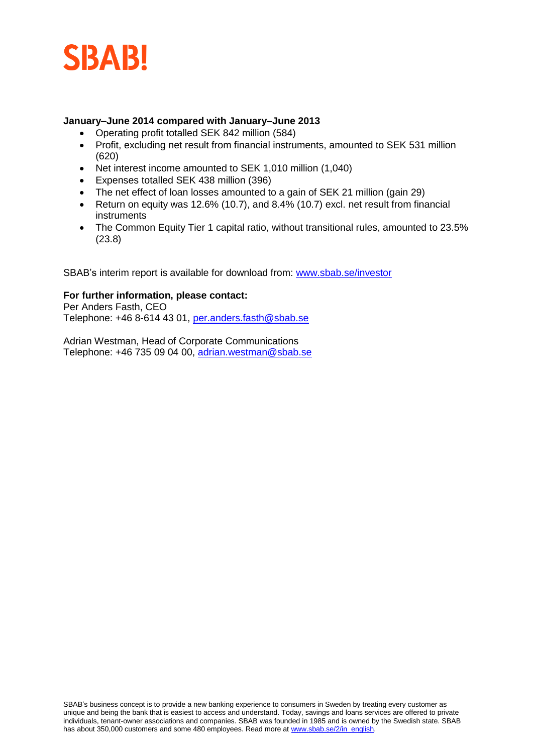SBAB!

**January–June 2014 compared with January–June 2013**

- Operating profit totalled SEK 842 million (584)
- Profit, excluding net result from financial instruments, amounted to SEK 531 million (620)
- Net interest income amounted to SEK 1,010 million (1,040)
- Expenses totalled SEK 438 million (396)
- The net effect of loan losses amounted to a gain of SEK 21 million (gain 29)
- Return on equity was 12.6% (10.7), and 8.4% (10.7) excl. net result from financial instruments
- The Common Equity Tier 1 capital ratio, without transitional rules, amounted to 23.5% (23.8)

SBAB's interim report is available for download from: [www.sbab.se/investor](www.sbab.se/investor)

**For further information, please contact:**
Per Anders Fasth, CEO
Telephone: +46 8-614 43 01, [per.anders.fasth@sbab.se](mailto:per.anders.fasth@sbab.se)

Adrian Westman, Head of Corporate Communications
Telephone: +46 735 09 04 00, [adrian.westman@sbab.se](mailto:adrian.westman@sbab.se)

SBAB's business concept is to provide a new banking experience to consumers in Sweden by treating every customer as unique and being the bank that is easiest to access and understand. Today, savings and loans services are offered to private individuals, tenant-owner associations and companies. SBAB was founded in 1985 and is owned by the Swedish state. SBAB has about 350,000 customers and some 480 employees. Read more at [www.sbab.se/2/in_english](www.sbab.se/2/in_english).